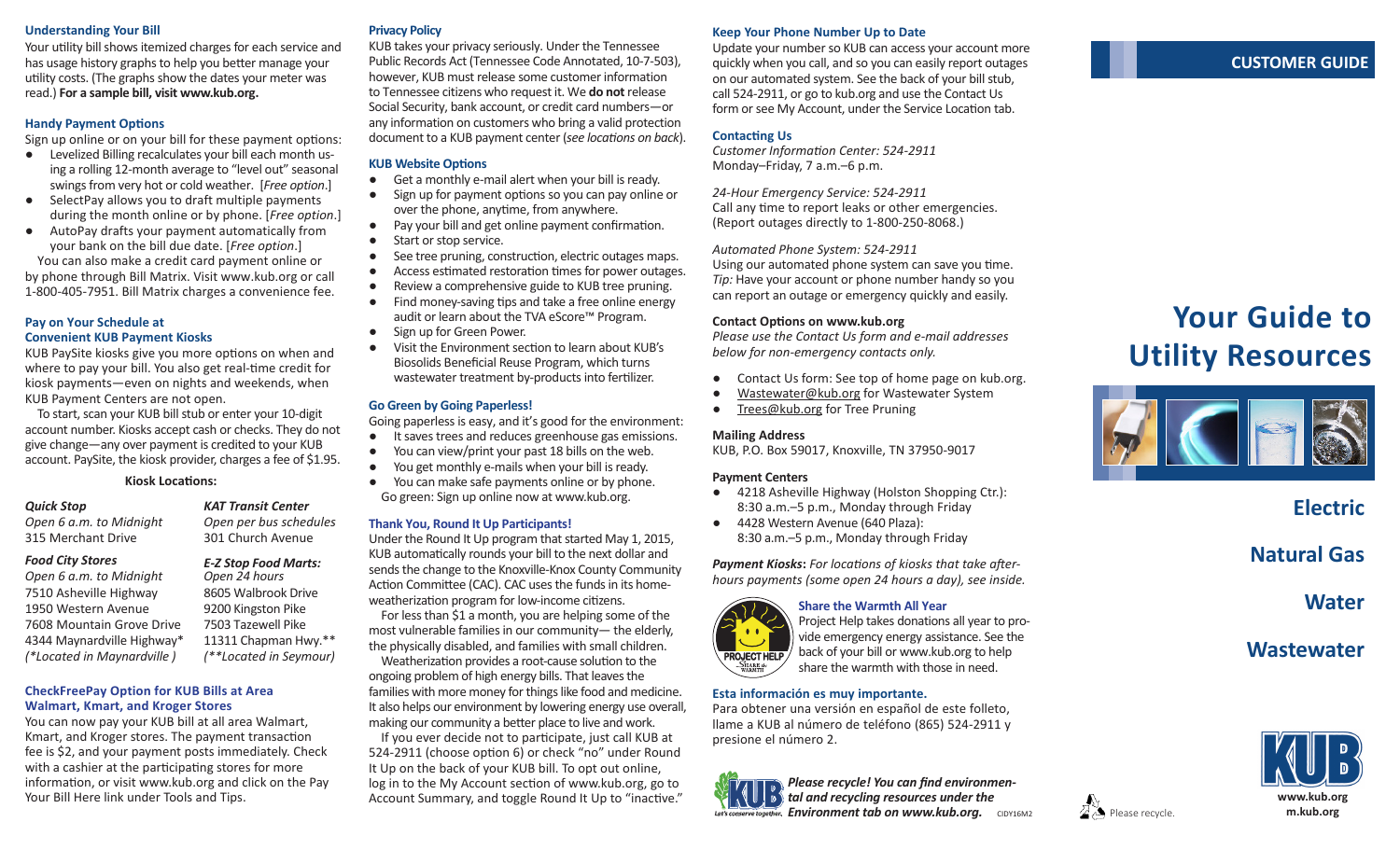## Understanding Your Bill

Your utility bill shows itemized charges for each service and has usage history graphs to help you better manage your utility costs. (The graphs show the dates your meter was read.) **For a sample bill, visit www.kub.org.**

## Handy Payment Options

Sign up online or on your bill for these payment options:

- Levelized Billing recalculates your bill each month using a rolling 12-month average to "level out" seasonal swings from very hot or cold weather. [*Free option*.]
- SelectPay allows you to draft multiple payments during the month online or by phone. [*Free option*.]
- AutoPay drafts your payment automatically from your bank on the bill due date. [*Free option*.]

You can also make a credit card payment online or by phone through Bill Matrix. Visit www.kub.org or call 1-800-405-7951. Bill Matrix charges a convenience fee.

## Pay on Your Schedule at Convenient KUB Payment Kiosks

KUB PaySite kiosks give you more options on when and where to pay your bill. You also get real-time credit for kiosk payments—even on nights and weekends, when KUB Payment Centers are not open.

To start, scan your KUB bill stub or enter your 10-digit account number. Kiosks accept cash or checks. They do not give change—any over payment is credited to your KUB account. PaySite, the kiosk provider, charges a fee of $1.95.

**Kiosk Locations:**

***Quick Stop***
*Open 6 a.m. to Midnight*
315 Merchant Drive

***KAT Transit Center***
*Open per bus schedules*
301 Church Avenue

***Food City Stores***
*Open 6 a.m. to Midnight*
7510 Asheville Highway
1950 Western Avenue
7608 Mountain Grove Drive
4344 Maynardville Highway*
*(*Located in Maynardville )*

***E-Z Stop Food Marts:***
*Open 24 hours*
8605 Walbrook Drive
9200 Kingston Pike
7503 Tazewell Pike
11311 Chapman Hwy.**
*(**Located in Seymour)*

## CheckFreePay Option for KUB Bills at Area Walmart, Kmart, and Kroger Stores

You can now pay your KUB bill at all area Walmart, Kmart, and Kroger stores. The payment transaction fee is $2, and your payment posts immediately. Check with a cashier at the participating stores for more information, or visit www.kub.org and click on the Pay Your Bill Here link under Tools and Tips.

## Privacy Policy

KUB takes your privacy seriously. Under the Tennessee Public Records Act (Tennessee Code Annotated, 10-7-503), however, KUB must release some customer information to Tennessee citizens who request it. We **do not** release Social Security, bank account, or credit card numbers—or any information on customers who bring a valid protection document to a KUB payment center (*see locations on back*).

## KUB Website Options

- Get a monthly e-mail alert when your bill is ready.
- Sign up for payment options so you can pay online or over the phone, anytime, from anywhere.
- Pay your bill and get online payment confirmation.
- Start or stop service.
- See tree pruning, construction, electric outages maps.
- Access estimated restoration times for power outages.
- Review a comprehensive guide to KUB tree pruning.
- Find money-saving tips and take a free online energy audit or learn about the TVA eScore™ Program.
- Sign up for Green Power.
- Visit the Environment section to learn about KUB's Biosolids Beneficial Reuse Program, which turns wastewater treatment by-products into fertilizer.

## Go Green by Going Paperless!

Going paperless is easy, and it's good for the environment:

- It saves trees and reduces greenhouse gas emissions.
- You can view/print your past 18 bills on the web.
- You get monthly e-mails when your bill is ready.
- You can make safe payments online or by phone.

Go green: Sign up online now at www.kub.org.

## Thank You, Round It Up Participants!

Under the Round It Up program that started May 1, 2015, KUB automatically rounds your bill to the next dollar and sends the change to the Knoxville-Knox County Community Action Committee (CAC). CAC uses the funds in its home-weatherization program for low-income citizens.

For less than $1 a month, you are helping some of the most vulnerable families in our community— the elderly, the physically disabled, and families with small children.

Weatherization provides a root-cause solution to the ongoing problem of high energy bills. That leaves the families with more money for things like food and medicine. It also helps our environment by lowering energy use overall, making our community a better place to live and work.

If you ever decide not to participate, just call KUB at 524-2911 (choose option 6) or check "no" under Round It Up on the back of your KUB bill. To opt out online, log in to the My Account section of www.kub.org, go to Account Summary, and toggle Round It Up to "inactive."

## Keep Your Phone Number Up to Date

Update your number so KUB can access your account more quickly when you call, and so you can easily report outages on our automated system. See the back of your bill stub, call 524-2911, or go to kub.org and use the Contact Us form or see My Account, under the Service Location tab.

## Contacting Us

*Customer Information Center: 524-2911*
Monday–Friday, 7 a.m.–6 p.m.

*24-Hour Emergency Service: 524-2911*
Call any time to report leaks or other emergencies. (Report outages directly to 1-800-250-8068.)

*Automated Phone System: 524-2911*
Using our automated phone system can save you time. *Tip:* Have your account or phone number handy so you can report an outage or emergency quickly and easily.

**Contact Options on www.kub.org**

*Please use the Contact Us form and e-mail addresses below for non-emergency contacts only.*

- Contact Us form: See top of home page on kub.org.
- Wastewater@kub.org for Wastewater System
- Trees@kub.org for Tree Pruning

**Mailing Address**

KUB, P.O. Box 59017, Knoxville, TN 37950-9017

**Payment Centers**

- 4218 Asheville Highway (Holston Shopping Ctr.): 8:30 a.m.–5 p.m., Monday through Friday
- 4428 Western Avenue (640 Plaza): 8:30 a.m.–5 p.m., Monday through Friday

***Payment Kiosks**: For locations of kiosks that take after-hours payments (some open 24 hours a day), see inside.*

## Share the Warmth All Year

Project Help takes donations all year to provide emergency energy assistance. See the back of your bill or www.kub.org to help share the warmth with those in need.

## Esta información es muy importante.

Para obtener una versión en español de este folleto, llame a KUB al número de teléfono (865) 524-2911 y presione el número 2.

***Please recycle! You can find environmental and recycling resources under the Environment tab on www.kub.org.*** CIDY16M2

Please recycle.

CUSTOMER GUIDE

# Your Guide to Utility Resources

**Electric**

**Natural Gas**

**Water**

**Wastewater**

www.kub.org
m.kub.org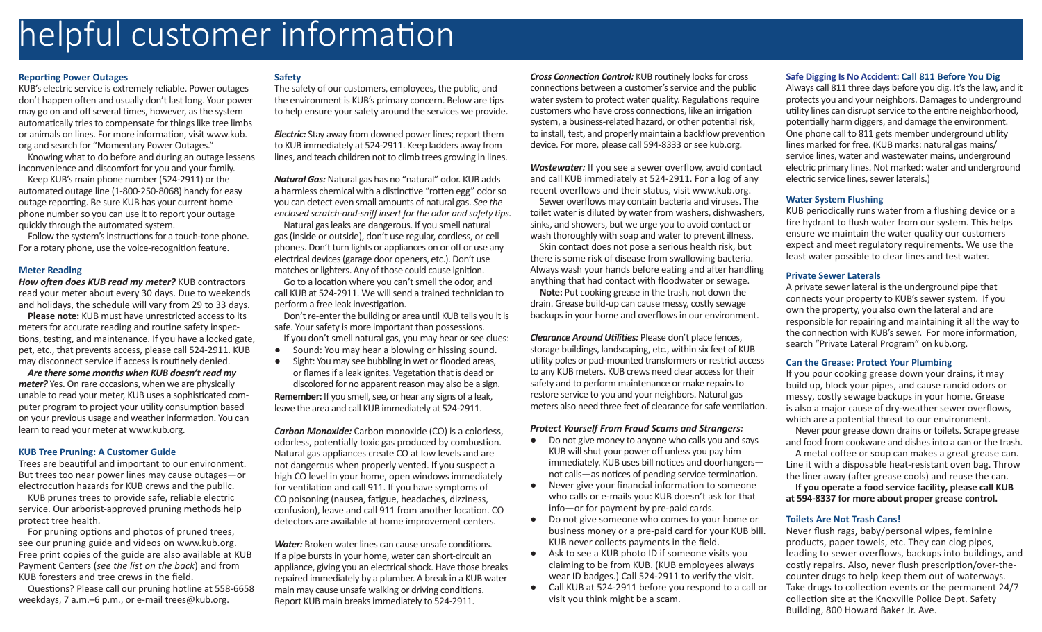# helpful customer information

### Reporting Power Outages

KUB's electric service is extremely reliable. Power outages don't happen often and usually don't last long. Your power may go on and off several times, however, as the system automatically tries to compensate for things like tree limbs or animals on lines. For more information, visit www.kub.org and search for "Momentary Power Outages."

Knowing what to do before and during an outage lessens inconvenience and discomfort for you and your family.

Keep KUB's main phone number (524-2911) or the automated outage line (1-800-250-8068) handy for easy outage reporting. Be sure KUB has your current home phone number so you can use it to report your outage quickly through the automated system.

Follow the system's instructions for a touch-tone phone. For a rotary phone, use the voice-recognition feature.

### Meter Reading

***How often does KUB read my meter?*** KUB contractors read your meter about every 30 days. Due to weekends and holidays, the schedule will vary from 29 to 33 days.

**Please note:** KUB must have unrestricted access to its meters for accurate reading and routine safety inspections, testing, and maintenance. If you have a locked gate, pet, etc., that prevents access, please call 524-2911. KUB may disconnect service if access is routinely denied.

***Are there some months when KUB doesn't read my meter?*** Yes. On rare occasions, when we are physically unable to read your meter, KUB uses a sophisticated computer program to project your utility consumption based on your previous usage and weather information. You can learn to read your meter at www.kub.org.

### KUB Tree Pruning: A Customer Guide

Trees are beautiful and important to our environment. But trees too near power lines may cause outages—or electrocution hazards for KUB crews and the public.

KUB prunes trees to provide safe, reliable electric service. Our arborist-approved pruning methods help protect tree health.

For pruning options and photos of pruned trees, see our pruning guide and videos on www.kub.org. Free print copies of the guide are also available at KUB Payment Centers (*see the list on the back*) and from KUB foresters and tree crews in the field.

Questions? Please call our pruning hotline at 558-6658 weekdays, 7 a.m.–6 p.m., or e-mail trees@kub.org.

### Safety

The safety of our customers, employees, the public, and the environment is KUB's primary concern. Below are tips to help ensure your safety around the services we provide.

***Electric:*** Stay away from downed power lines; report them to KUB immediately at 524-2911. Keep ladders away from lines, and teach children not to climb trees growing in lines.

***Natural Gas:*** Natural gas has no "natural" odor. KUB adds a harmless chemical with a distinctive "rotten egg" odor so you can detect even small amounts of natural gas. *See the enclosed scratch-and-sniff insert for the odor and safety tips.*

Natural gas leaks are dangerous. If you smell natural gas (inside or outside), don't use regular, cordless, or cell phones. Don't turn lights or appliances on or off or use any electrical devices (garage door openers, etc.). Don't use matches or lighters. Any of those could cause ignition.

Go to a location where you can't smell the odor, and call KUB at 524-2911. We will send a trained technician to perform a free leak investigation.

Don't re-enter the building or area until KUB tells you it is safe. Your safety is more important than possessions.

If you don't smell natural gas, you may hear or see clues:

- Sound: You may hear a blowing or hissing sound.
- Sight: You may see bubbling in wet or flooded areas, or flames if a leak ignites. Vegetation that is dead or discolored for no apparent reason may also be a sign.

**Remember:** If you smell, see, or hear any signs of a leak, leave the area and call KUB immediately at 524-2911.

***Carbon Monoxide:*** Carbon monoxide (CO) is a colorless, odorless, potentially toxic gas produced by combustion. Natural gas appliances create CO at low levels and are not dangerous when properly vented. If you suspect a high CO level in your home, open windows immediately for ventilation and call 911. If you have symptoms of CO poisoning (nausea, fatigue, headaches, dizziness, confusion), leave and call 911 from another location. CO detectors are available at home improvement centers.

***Water:*** Broken water lines can cause unsafe conditions. If a pipe bursts in your home, water can short-circuit an appliance, giving you an electrical shock. Have those breaks repaired immediately by a plumber. A break in a KUB water main may cause unsafe walking or driving conditions. Report KUB main breaks immediately to 524-2911.

***Cross Connection Control:*** KUB routinely looks for cross connections between a customer's service and the public water system to protect water quality. Regulations require customers who have cross connections, like an irrigation system, a business-related hazard, or other potential risk, to install, test, and properly maintain a backflow prevention device. For more, please call 594-8333 or see kub.org.

***Wastewater:*** If you see a sewer overflow, avoid contact and call KUB immediately at 524-2911. For a log of any recent overflows and their status, visit www.kub.org.

Sewer overflows may contain bacteria and viruses. The toilet water is diluted by water from washers, dishwashers, sinks, and showers, but we urge you to avoid contact or wash thoroughly with soap and water to prevent illness.

Skin contact does not pose a serious health risk, but there is some risk of disease from swallowing bacteria. Always wash your hands before eating and after handling anything that had contact with floodwater or sewage.

**Note:** Put cooking grease in the trash, not down the drain. Grease build-up can cause messy, costly sewage backups in your home and overflows in our environment.

***Clearance Around Utilities:*** Please don't place fences, storage buildings, landscaping, etc., within six feet of KUB utility poles or pad-mounted transformers or restrict access to any KUB meters. KUB crews need clear access for their safety and to perform maintenance or make repairs to restore service to you and your neighbors. Natural gas meters also need three feet of clearance for safe ventilation.

***Protect Yourself From Fraud Scams and Strangers:***

- Do not give money to anyone who calls you and says KUB will shut your power off unless you pay him immediately. KUB uses bill notices and doorhangers—not calls—as notices of pending service termination.
- Never give your financial information to someone who calls or e-mails you: KUB doesn't ask for that info—or for payment by pre-paid cards.
- Do not give someone who comes to your home or business money or a pre-paid card for your KUB bill. KUB never collects payments in the field.
- Ask to see a KUB photo ID if someone visits you claiming to be from KUB. (KUB employees always wear ID badges.) Call 524-2911 to verify the visit.
- Call KUB at 524-2911 before you respond to a call or visit you think might be a scam.

### Safe Digging Is No Accident: Call 811 Before You Dig

Always call 811 three days before you dig. It's the law, and it protects you and your neighbors. Damages to underground utility lines can disrupt service to the entire neighborhood, potentially harm diggers, and damage the environment. One phone call to 811 gets member underground utility lines marked for free. (KUB marks: natural gas mains/service lines, water and wastewater mains, underground electric primary lines. Not marked: water and underground electric service lines, sewer laterals.)

### Water System Flushing

KUB periodically runs water from a flushing device or a fire hydrant to flush water from our system. This helps ensure we maintain the water quality our customers expect and meet regulatory requirements. We use the least water possible to clear lines and test water.

### Private Sewer Laterals

A private sewer lateral is the underground pipe that connects your property to KUB's sewer system. If you own the property, you also own the lateral and are responsible for repairing and maintaining it all the way to the connection with KUB's sewer. For more information, search "Private Lateral Program" on kub.org.

### Can the Grease: Protect Your Plumbing

If you pour cooking grease down your drains, it may build up, block your pipes, and cause rancid odors or messy, costly sewage backups in your home. Grease is also a major cause of dry-weather sewer overflows, which are a potential threat to our environment.

Never pour grease down drains or toilets. Scrape grease and food from cookware and dishes into a can or the trash.

A metal coffee or soup can makes a great grease can. Line it with a disposable heat-resistant oven bag. Throw the liner away (after grease cools) and reuse the can.

**If you operate a food service facility, please call KUB at 594-8337 for more about proper grease control.**

### Toilets Are Not Trash Cans!

Never flush rags, baby/personal wipes, feminine products, paper towels, etc. They can clog pipes, leading to sewer overflows, backups into buildings, and costly repairs. Also, never flush prescription/over-the-counter drugs to help keep them out of waterways. Take drugs to collection events or the permanent 24/7 collection site at the Knoxville Police Dept. Safety Building, 800 Howard Baker Jr. Ave.